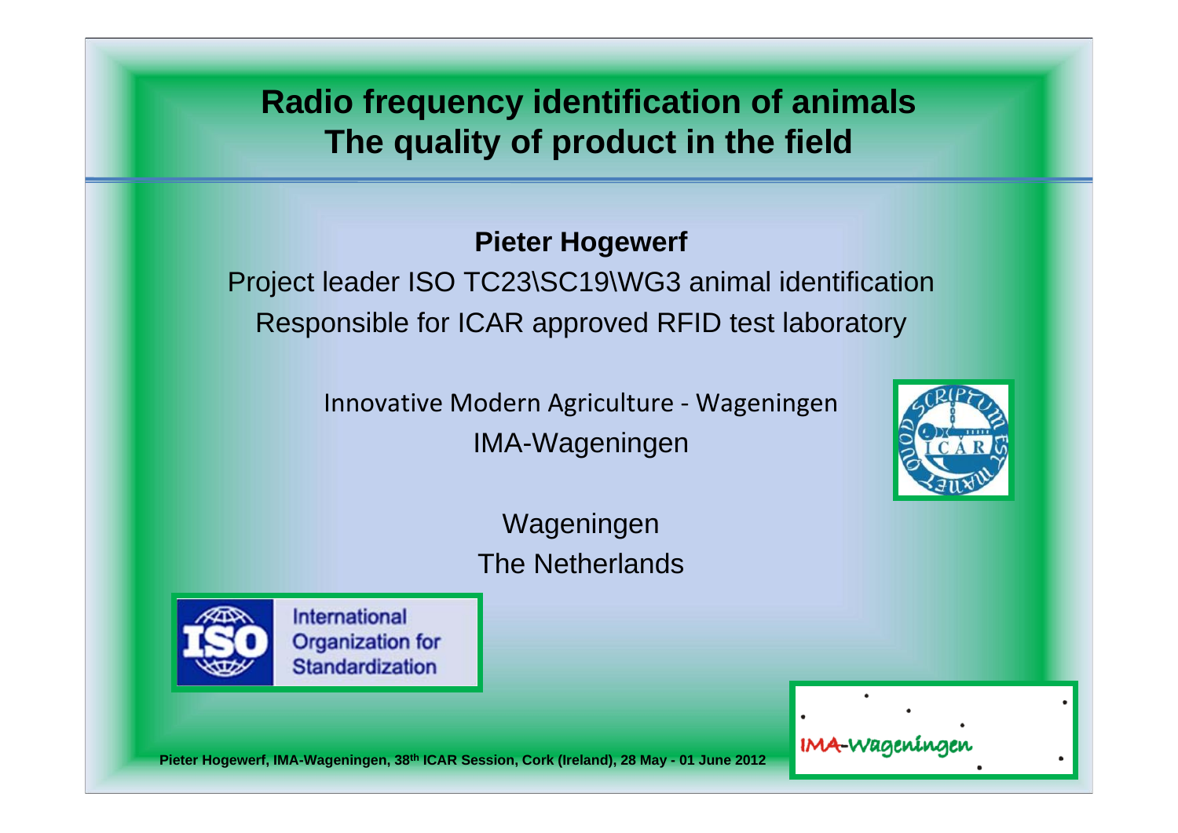# Radio frequency identification of animals
# The quality of product in the field

**Pieter Hogewerf**

Project leader ISO TC23\SC19\WG3 animal identification

Responsible for ICAR approved RFID test laboratory

Innovative Modern Agriculture - Wageningen

IMA-Wageningen

Wageningen

The Netherlands

International Organization for Standardization

Pieter Hogewerf, IMA-Wageningen, 38th ICAR Session, Cork (Ireland), 28 May - 01 June 2012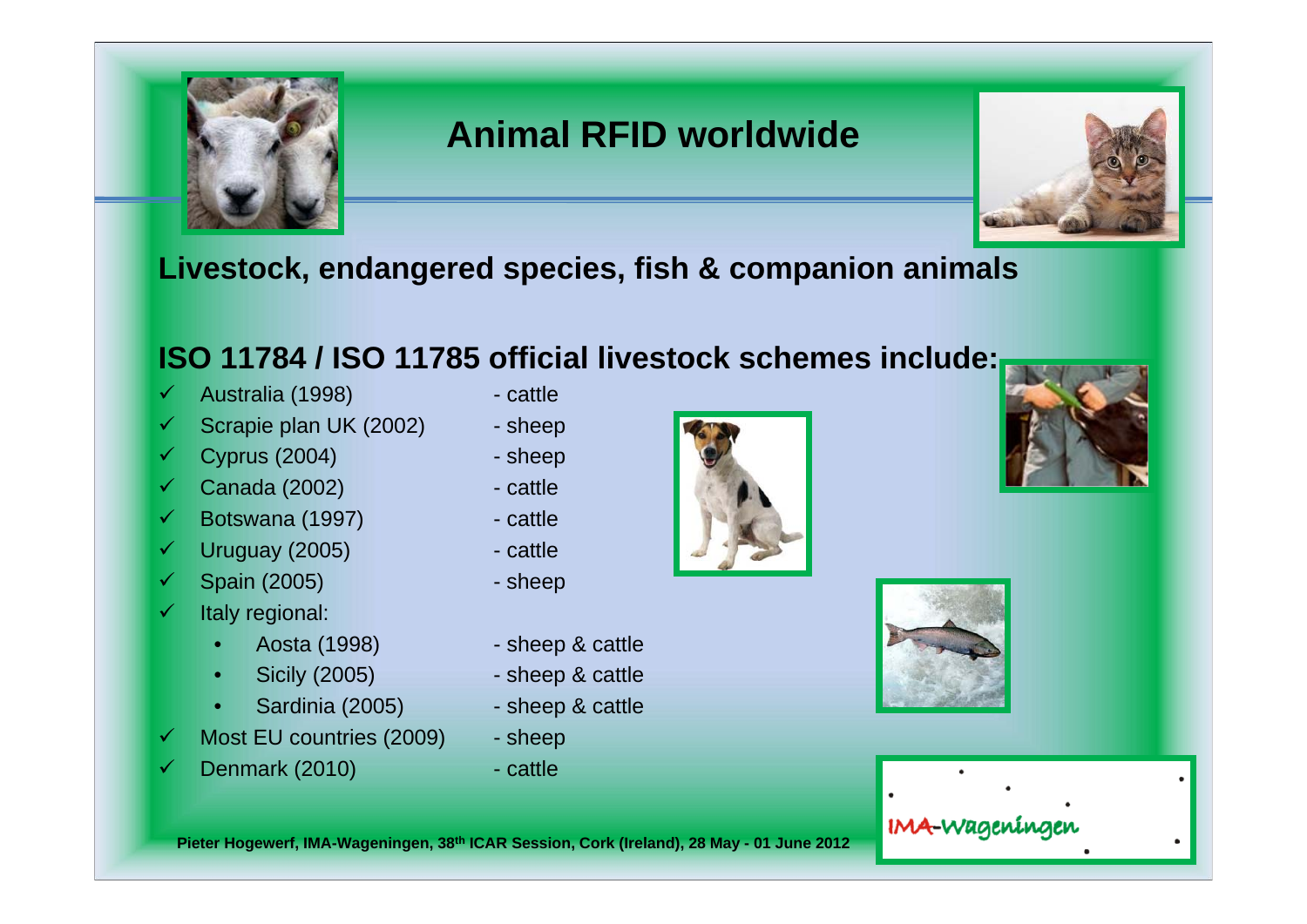# Animal RFID worldwide

## Livestock, endangered species, fish & companion animals

## ISO 11784 / ISO 11785 official livestock schemes include:

- ✓ Australia (1998) - cattle
- ✓ Scrapie plan UK (2002) - sheep
- ✓ Cyprus (2004) - sheep
- ✓ Canada (2002) - cattle
- ✓ Botswana (1997) - cattle
- ✓ Uruguay (2005) - cattle
- ✓ Spain (2005) - sheep
- ✓ Italy regional:
  - Aosta (1998) - sheep & cattle
  - Sicily (2005) - sheep & cattle
  - Sardinia (2005) - sheep & cattle
- ✓ Most EU countries (2009) - sheep
- ✓ Denmark (2010) - cattle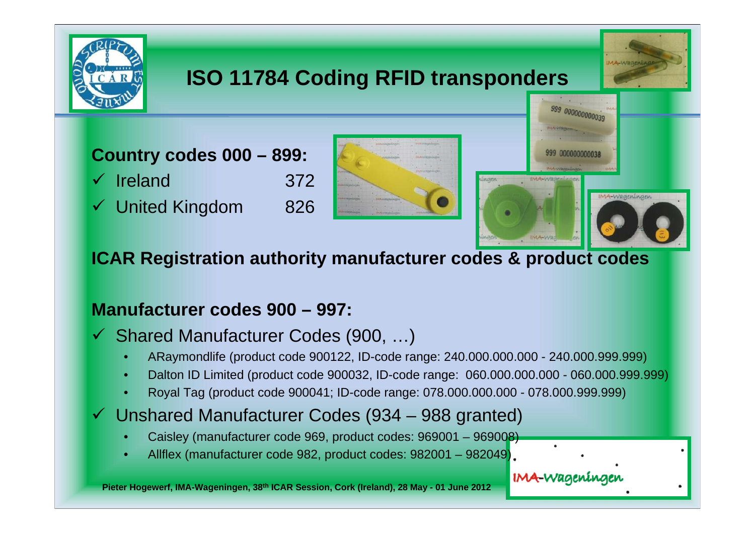# ISO 11784 Coding RFID transponders

**Country codes 000 – 899:**

- ✓ Ireland 372
- ✓ United Kingdom 826

**ICAR Registration authority manufacturer codes & product codes**

**Manufacturer codes 900 – 997:**

- ✓ Shared Manufacturer Codes (900, …)
  - ARaymondlife (product code 900122, ID-code range: 240.000.000.000 - 240.000.999.999)
  - Dalton ID Limited (product code 900032, ID-code range: 060.000.000.000 - 060.000.999.999)
  - Royal Tag (product code 900041; ID-code range: 078.000.000.000 - 078.000.999.999)
- ✓ Unshared Manufacturer Codes (934 – 988 granted)
  - Caisley (manufacturer code 969, product codes: 969001 – 969008)
  - Allflex (manufacturer code 982, product codes: 982001 – 982049)

Pieter Hogewerf, IMA-Wageningen, 38th ICAR Session, Cork (Ireland), 28 May - 01 June 2012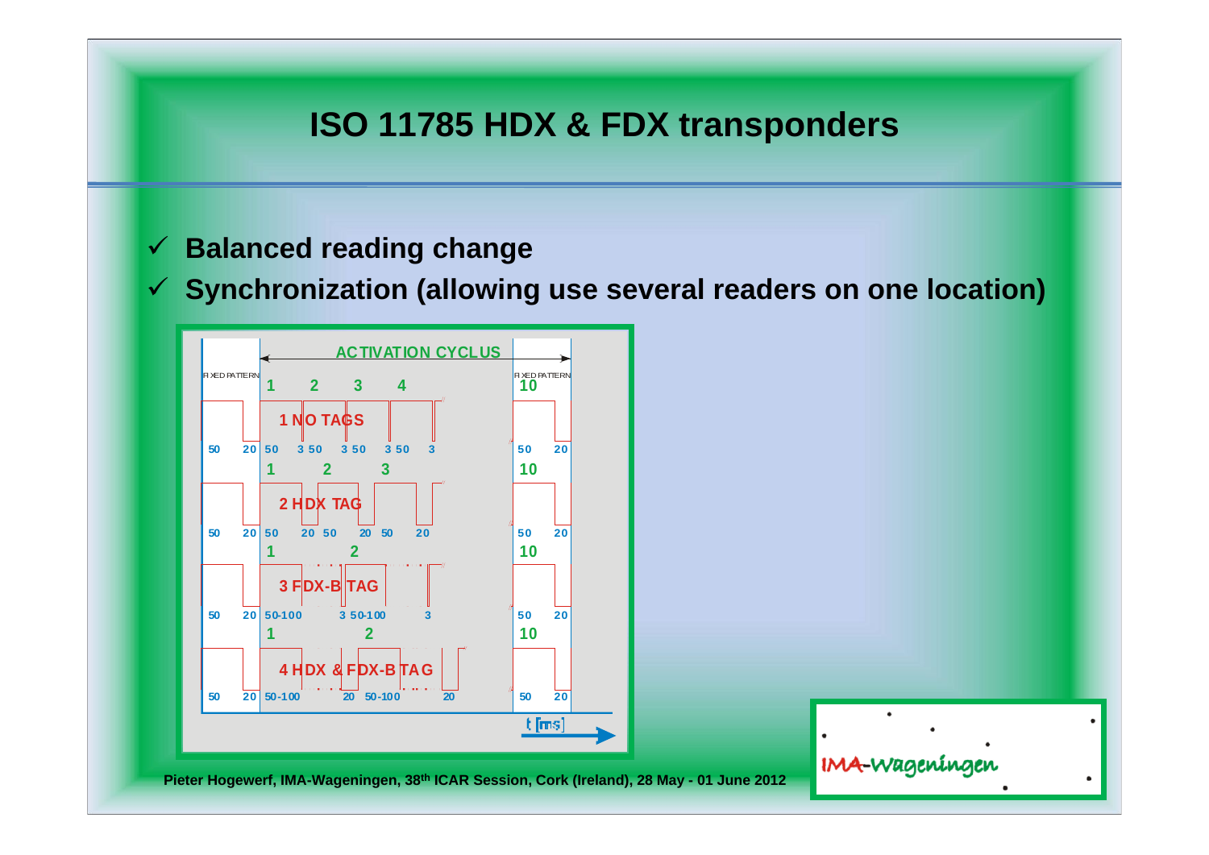# ISO 11785 HDX & FDX transponders

- ✓ **Balanced reading change**
- ✓ **Synchronization (allowing use several readers on one location)**

ACTIVATION CYCLUS

FIXED PATTERN | 1 | 2 | 3 | 4 | FIXED PATTERN 10

1 NO TAGS

50 20 | 50 3 50 3 50 3 50 3 | 50 20

1 2 3 10

2 HDX TAG

50 20 | 50 20 50 20 50 20 | 50 20

1 2 10

3 FDX-B TAG

50 20 | 50-100 3 50-100 3 | 50 20

1 2 10

4 HDX & FDX-B TAG

50 20 | 50-100 20 50-100 20 | 50 20

t [ms]

Pieter Hogewerf, IMA-Wageningen, 38th ICAR Session, Cork (Ireland), 28 May - 01 June 2012

IMA-Wageningen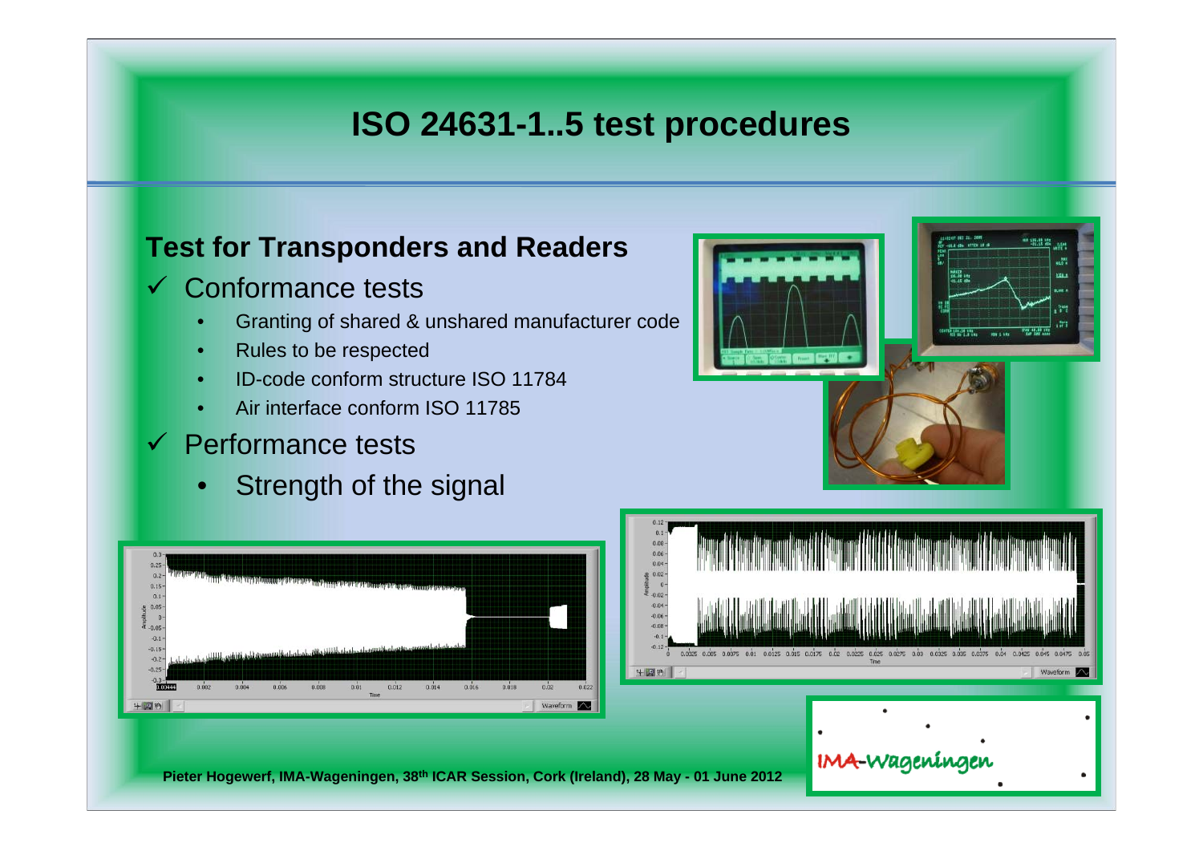# ISO 24631-1..5 test procedures

## Test for Transponders and Readers

- ✓ Conformance tests
  - Granting of shared & unshared manufacturer code
  - Rules to be respected
  - ID-code conform structure ISO 11784
  - Air interface conform ISO 11785
- ✓ Performance tests
  - Strength of the signal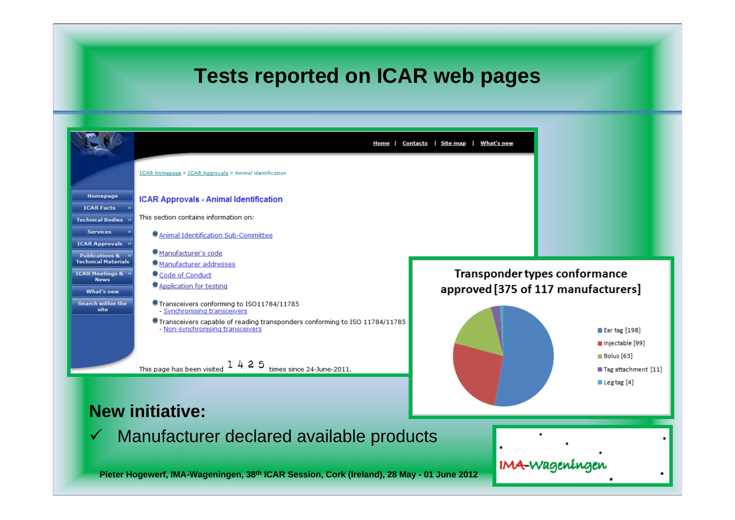# Tests reported on ICAR web pages

Home | Contacts | Site map | What's new

ICAR Homepage > ICAR Approvals > Animal identification

- Homepage
- ICAR Facts
- Technical Bodies
- Services
- ICAR Approvals
- Publications & Technical Materials
- ICAR Meetings & News
- What's new
- Search within the site

## ICAR Approvals - Animal Identification

This section contains information on:

- Animal Identification Sub-Committee
- Manufacturer's code
- Manufacturer addresses
- Code of Conduct
- Application for testing
- Transceivers conforming to ISO11784/11785
  - Synchronising transceivers
- Transceivers capable of reading transponders conforming to ISO 11784/11785
  - Non-synchronising transceivers

This page has been visited 1 4 2 5 times since 24-June-2011.

**Transponder types conformance approved [375 of 117 manufacturers]**

| Type | Count |
|---|---|
| Ear tag | 198 |
| Injectable | 99 |
| Bolus | 63 |
| Tag attachment | 11 |
| Leg tag | 4 |

**New initiative:**

- ✓ Manufacturer declared available products

Pieter Hogewerf, IMA-Wageningen, 38th ICAR Session, Cork (Ireland), 28 May - 01 June 2012

IMA-Wageningen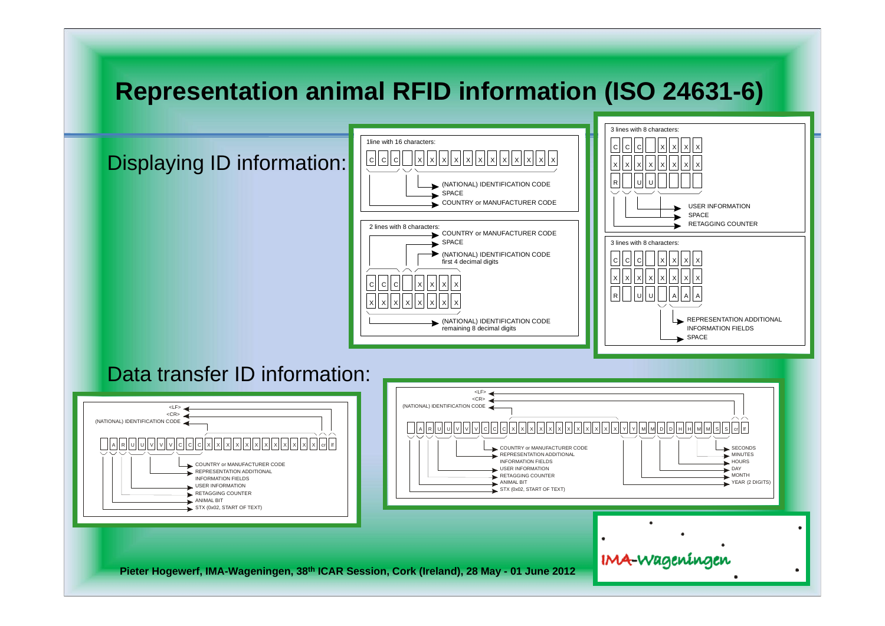# Representation animal RFID information (ISO 24631-6)

## Displaying ID information:

1line with 16 characters:

C C C _ X X X X X X X X X X X X

- (NATIONAL) IDENTIFICATION CODE
- SPACE
- COUNTRY or MANUFACTURER CODE

2 lines with 8 characters:

- COUNTRY or MANUFACTURER CODE
- SPACE
- (NATIONAL) IDENTIFICATION CODE first 4 decimal digits

C C C _ X X X X
X X X X X X X X

- (NATIONAL) IDENTIFICATION CODE remaining 8 decimal digits

3 lines with 8 characters:

C C C _ X X X X
X X X X X X X X
R _ U U _ _ _ _

- USER INFORMATION
- SPACE
- RETAGGING COUNTER

3 lines with 8 characters:

C C C _ X X X X
X X X X X X X X
R _ U U _ A A A

- REPRESENTATION ADDITIONAL INFORMATION FIELDS
- SPACE

## Data transfer ID information:

_ A R U U V V V C C C X X X X X X X X X X X X cr lf

- <LF>
- <CR>
- (NATIONAL) IDENTIFICATION CODE
- COUNTRY or MANUFACTURER CODE
- REPRESENTATION ADDITIONAL INFORMATION FIELDS
- USER INFORMATION
- RETAGGING COUNTER
- ANIMAL BIT
- STX (0x02, START OF TEXT)

_ A R U U V V V C C C X X X X X X X X X X X X Y Y M M D D H H M M S S cr lf

- <LF>
- <CR>
- (NATIONAL) IDENTIFICATION CODE
- COUNTRY or MANUFACTURER CODE
- REPRESENTATION ADDITIONAL INFORMATION FIELDS
- USER INFORMATION
- RETAGGING COUNTER
- ANIMAL BIT
- STX (0x02, START OF TEXT)
- SECONDS
- MINUTES
- HOURS
- DAY
- MONTH
- YEAR (2 DIGITS)

IMA-Wageningen

Pieter Hogewerf, IMA-Wageningen, 38th ICAR Session, Cork (Ireland), 28 May - 01 June 2012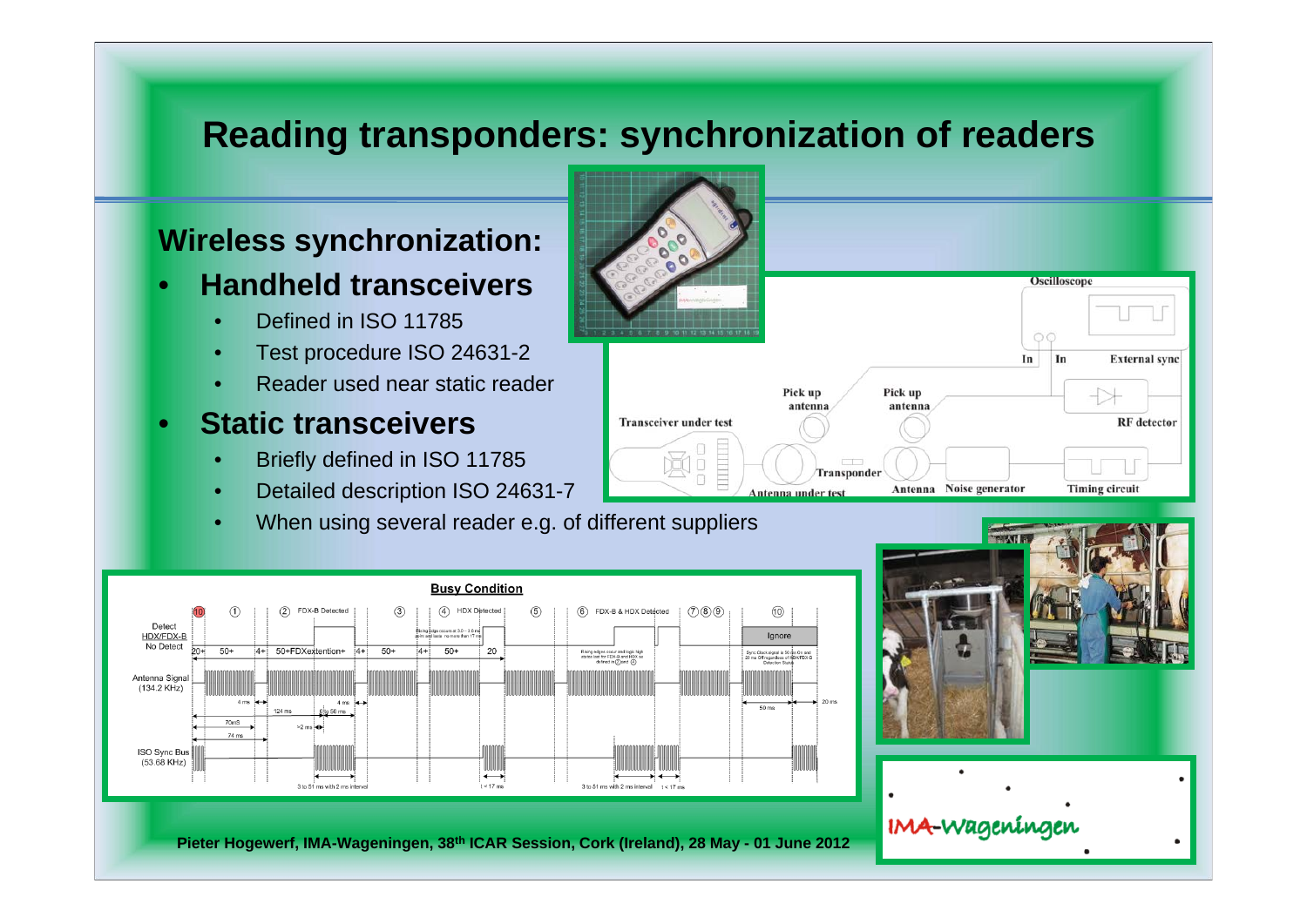# Reading transponders: synchronization of readers

## Wireless synchronization:

- **Handheld transceivers**
  - Defined in ISO 11785
  - Test procedure ISO 24631-2
  - Reader used near static reader
- **Static transceivers**
  - Briefly defined in ISO 11785
  - Detailed description ISO 24631-7
  - When using several reader e.g. of different suppliers

Pieter Hogewerf, IMA-Wageningen, 38th ICAR Session, Cork (Ireland), 28 May - 01 June 2012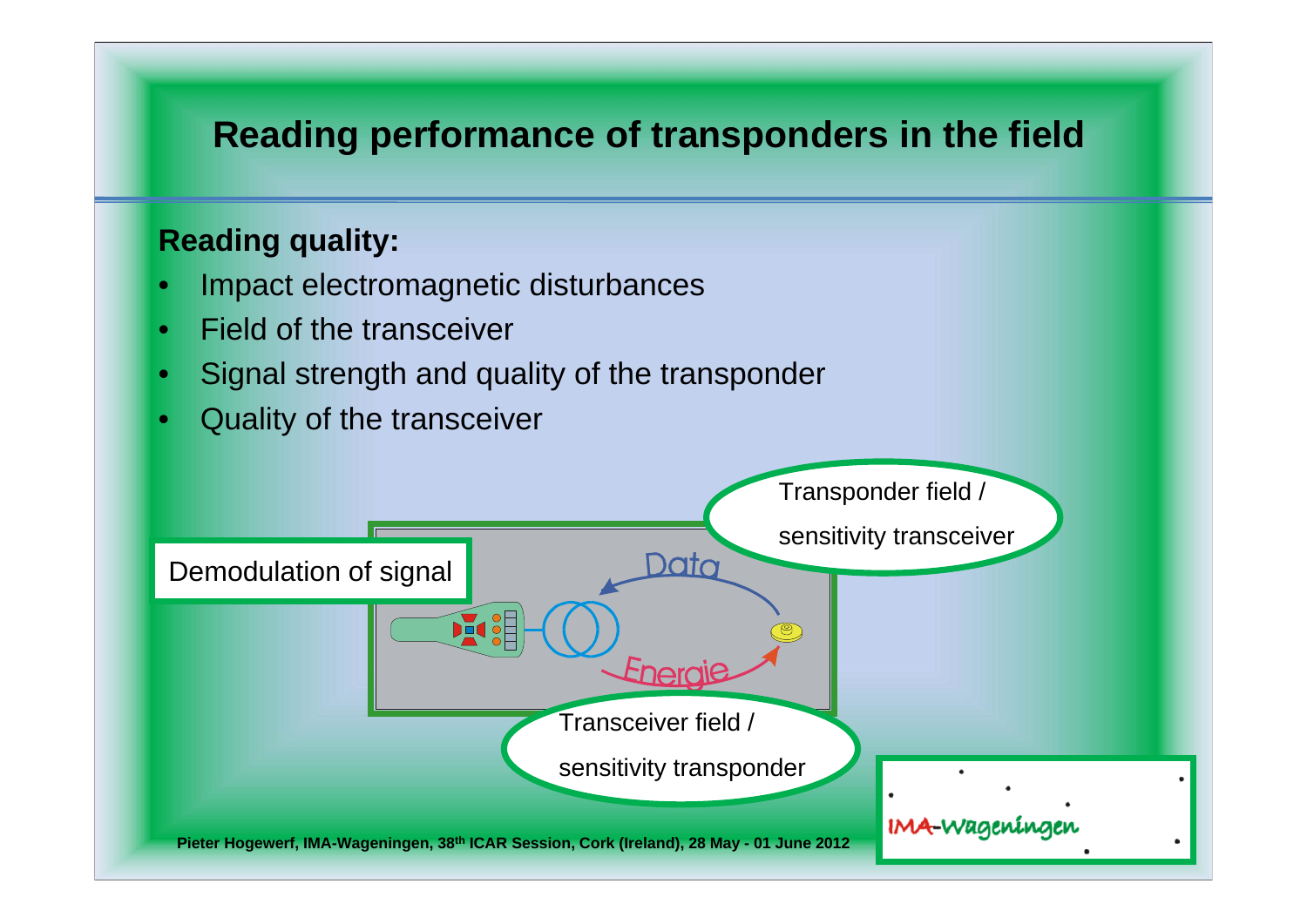# Reading performance of transponders in the field

**Reading quality:**

- Impact electromagnetic disturbances
- Field of the transceiver
- Signal strength and quality of the transponder
- Quality of the transceiver

Demodulation of signal

Data

Energie

Transponder field / sensitivity transceiver

Transceiver field / sensitivity transponder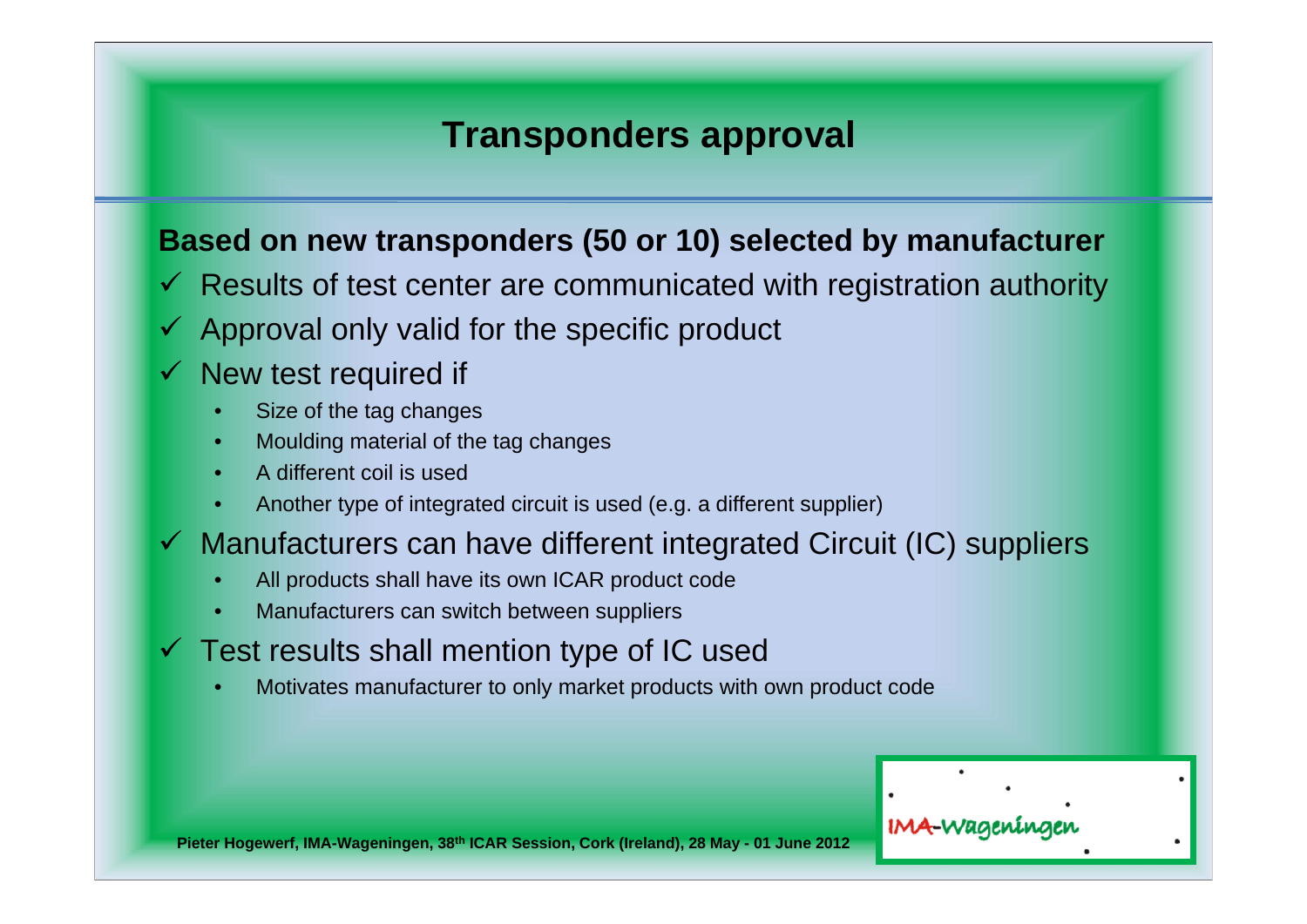# Transponders approval

**Based on new transponders (50 or 10) selected by manufacturer**

- ✓ Results of test center are communicated with registration authority
- ✓ Approval only valid for the specific product
- ✓ New test required if
  - Size of the tag changes
  - Moulding material of the tag changes
  - A different coil is used
  - Another type of integrated circuit is used (e.g. a different supplier)
- ✓ Manufacturers can have different integrated Circuit (IC) suppliers
  - All products shall have its own ICAR product code
  - Manufacturers can switch between suppliers
- ✓ Test results shall mention type of IC used
  - Motivates manufacturer to only market products with own product code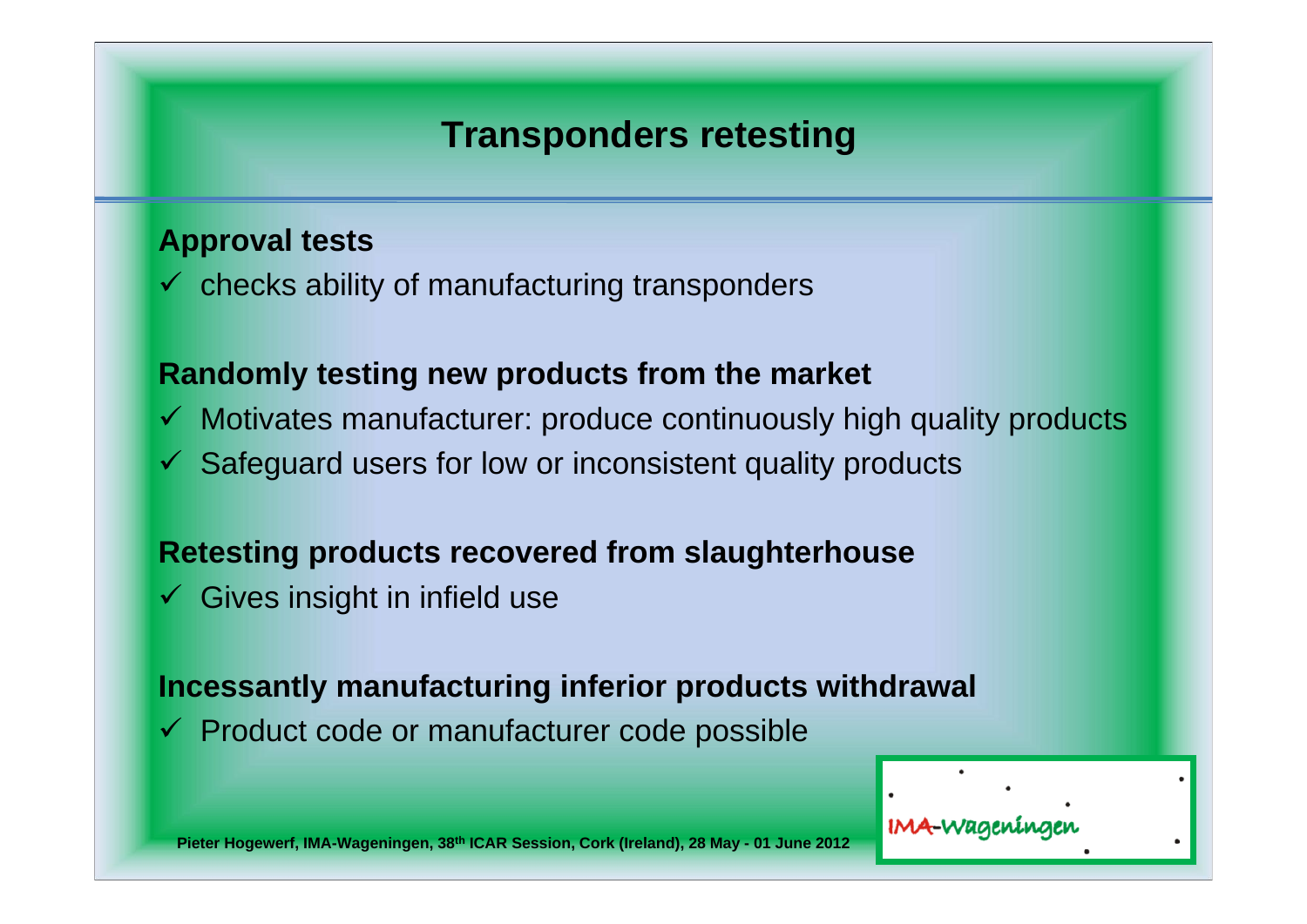# Transponders retesting

**Approval tests**

- ✓ checks ability of manufacturing transponders

**Randomly testing new products from the market**

- ✓ Motivates manufacturer: produce continuously high quality products
- ✓ Safeguard users for low or inconsistent quality products

**Retesting products recovered from slaughterhouse**

- ✓ Gives insight in infield use

**Incessantly manufacturing inferior products withdrawal**

- ✓ Product code or manufacturer code possible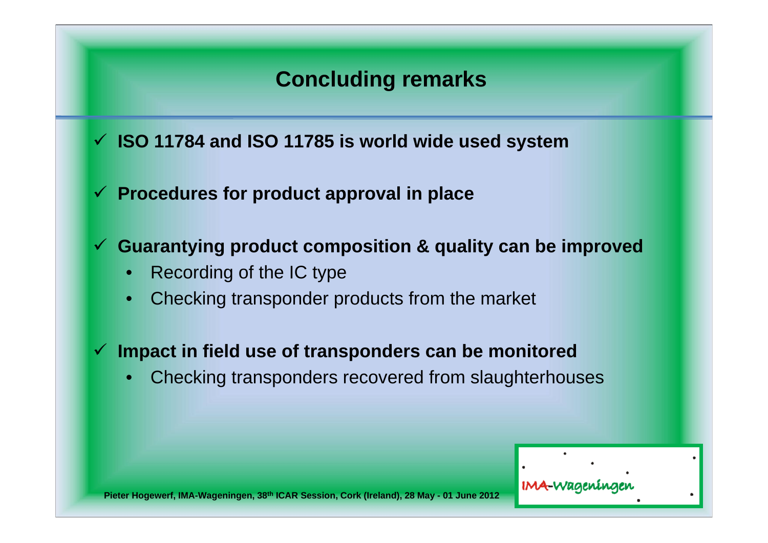# Concluding remarks

- ✓ **ISO 11784 and ISO 11785 is world wide used system**
- ✓ **Procedures for product approval in place**
- ✓ **Guarantying product composition & quality can be improved**
  - Recording of the IC type
  - Checking transponder products from the market
- ✓ **Impact in field use of transponders can be monitored**
  - Checking transponders recovered from slaughterhouses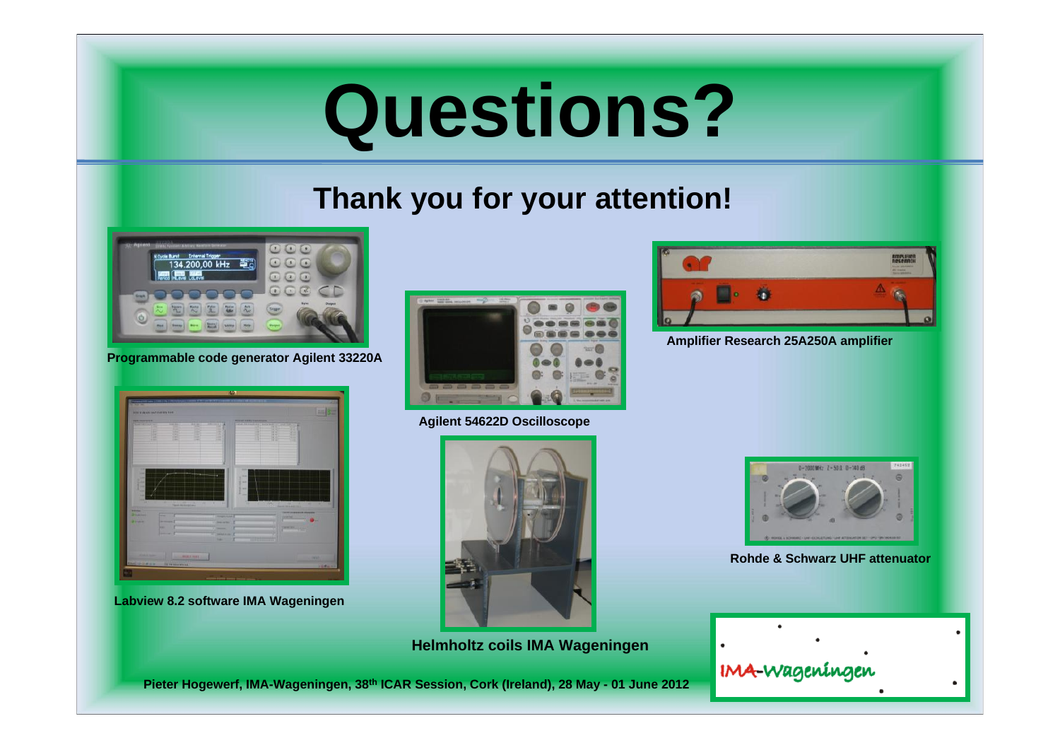# Questions?

## Thank you for your attention!

Programmable code generator Agilent 33220A

Agilent 54622D Oscilloscope

Amplifier Research 25A250A amplifier

Labview 8.2 software IMA Wageningen

Helmholtz coils IMA Wageningen

Rohde & Schwarz UHF attenuator

Pieter Hogewerf, IMA-Wageningen, 38th ICAR Session, Cork (Ireland), 28 May - 01 June 2012

IMA-Wageningen